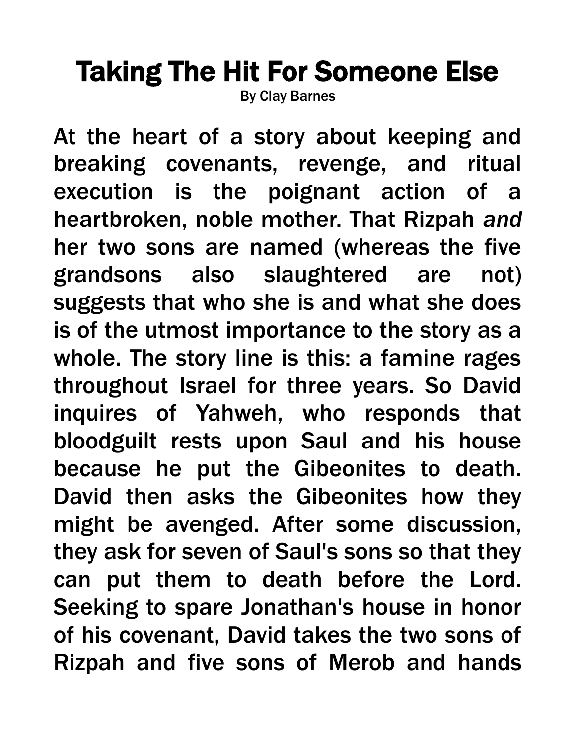# Taking The Hit For Someone Else

By Clay Barnes

At the heart of a story about keeping and breaking covenants, revenge, and ritual execution is the poignant action of a heartbroken, noble mother. That Rizpah *and* her two sons are named (whereas the five grandsons also slaughtered are not) suggests that who she is and what she does is of the utmost importance to the story as a whole. The story line is this: a famine rages throughout Israel for three years. So David inquires of Yahweh, who responds that bloodguilt rests upon Saul and his house because he put the Gibeonites to death. David then asks the Gibeonites how they might be avenged. After some discussion, they ask for seven of Saul's sons so that they can put them to death before the Lord. Seeking to spare Jonathan's house in honor of his covenant, David takes the two sons of Rizpah and five sons of Merob and hands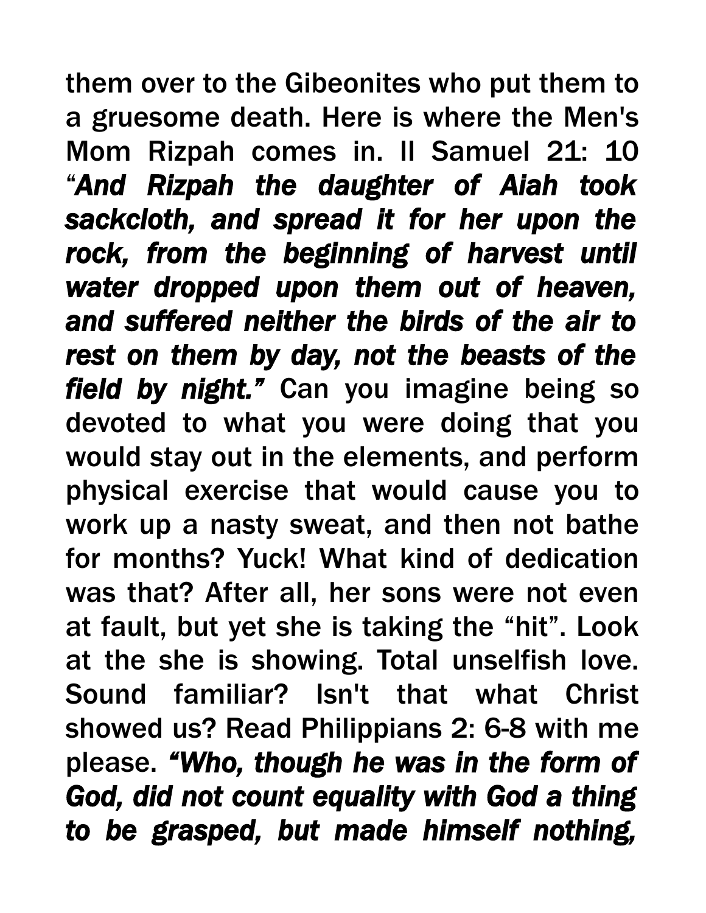them over to the Gibeonites who put them to a gruesome death. Here is where the Men's Mom Rizpah comes in. II Samuel 21: 10 "***And Rizpah the daughter of Aiah took sackcloth, and spread it for her upon the rock, from the beginning of harvest until water dropped upon them out of heaven, and suffered neither the birds of the air to rest on them by day, not the beasts of the field by night."*** Can you imagine being so devoted to what you were doing that you would stay out in the elements, and perform physical exercise that would cause you to work up a nasty sweat, and then not bathe for months? Yuck! What kind of dedication was that? After all, her sons were not even at fault, but yet she is taking the "hit". Look at the she is showing. Total unselfish love. Sound familiar? Isn't that what Christ showed us? Read Philippians 2: 6-8 with me please. ***"Who, though he was in the form of God, did not count equality with God a thing to be grasped, but made himself nothing,***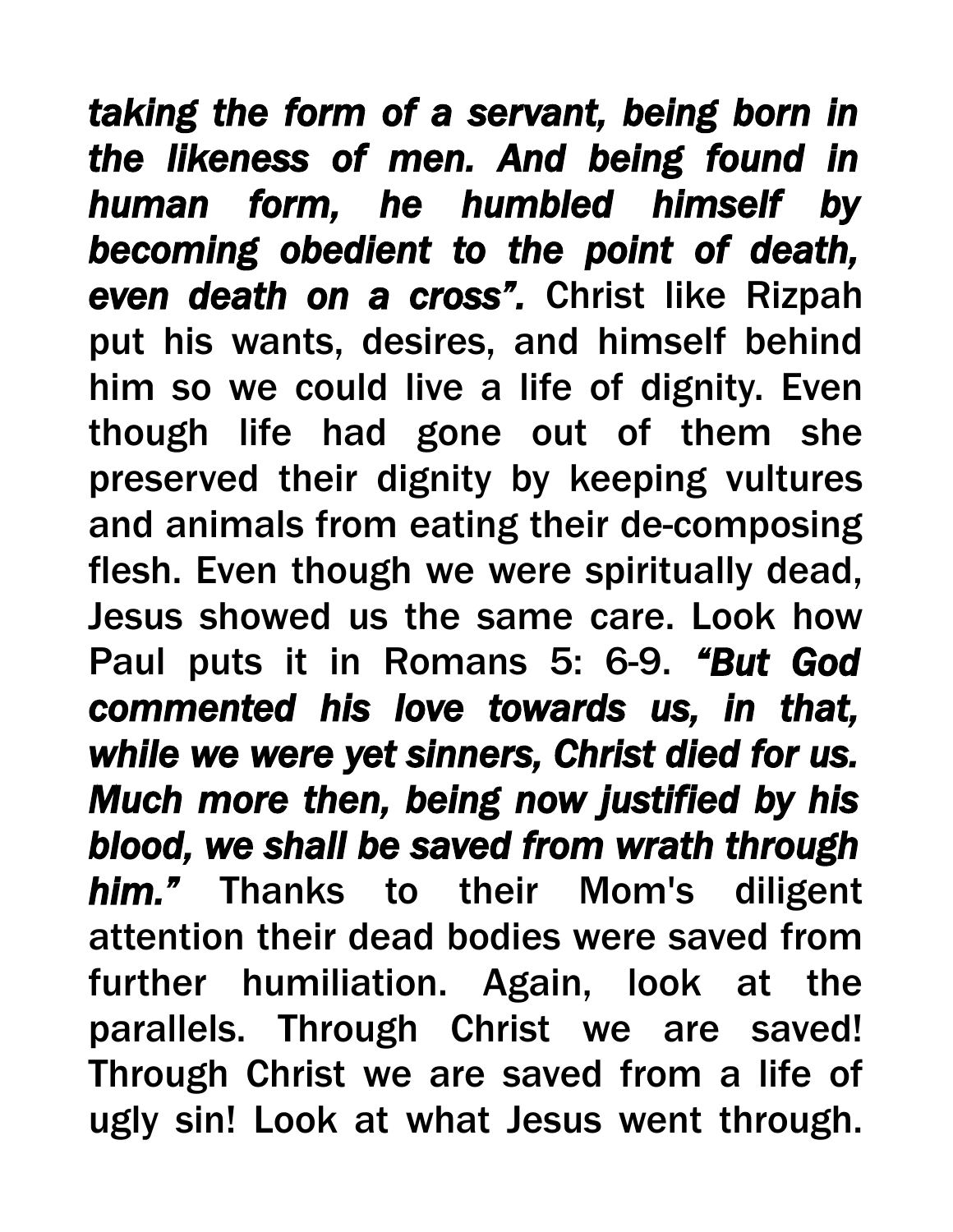***taking the form of a servant, being born in the likeness of men. And being found in human form, he humbled himself by becoming obedient to the point of death, even death on a cross".*** Christ like Rizpah put his wants, desires, and himself behind him so we could live a life of dignity. Even though life had gone out of them she preserved their dignity by keeping vultures and animals from eating their de-composing flesh. Even though we were spiritually dead, Jesus showed us the same care. Look how Paul puts it in Romans 5: 6-9. ***"But God commented his love towards us, in that, while we were yet sinners, Christ died for us. Much more then, being now justified by his blood, we shall be saved from wrath through him."*** Thanks to their Mom's diligent attention their dead bodies were saved from further humiliation. Again, look at the parallels. Through Christ we are saved! Through Christ we are saved from a life of ugly sin! Look at what Jesus went through.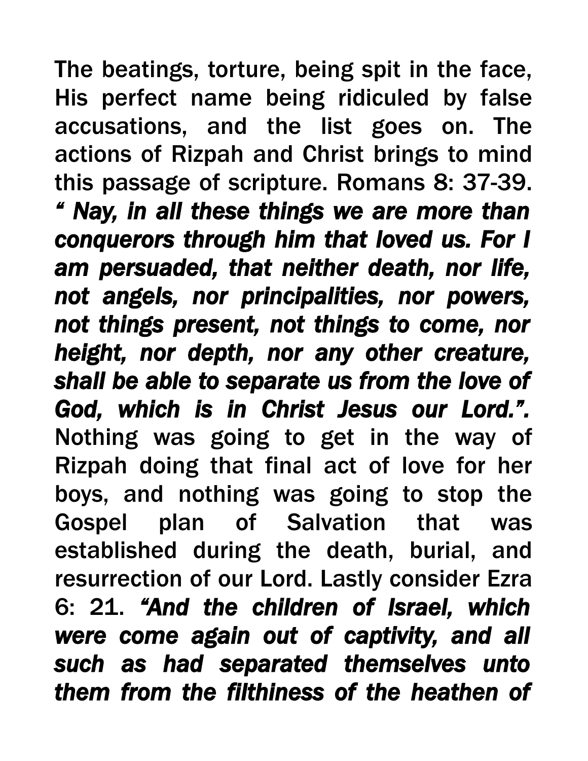The beatings, torture, being spit in the face, His perfect name being ridiculed by false accusations, and the list goes on. The actions of Rizpah and Christ brings to mind this passage of scripture. Romans 8: 37-39. ***" Nay, in all these things we are more than conquerors through him that loved us. For I am persuaded, that neither death, nor life, not angels, nor principalities, nor powers, not things present, not things to come, nor height, nor depth, nor any other creature, shall be able to separate us from the love of God, which is in Christ Jesus our Lord.".*** Nothing was going to get in the way of Rizpah doing that final act of love for her boys, and nothing was going to stop the Gospel plan of Salvation that was established during the death, burial, and resurrection of our Lord. Lastly consider Ezra 6: 21. ***"And the children of Israel, which were come again out of captivity, and all such as had separated themselves unto them from the filthiness of the heathen of***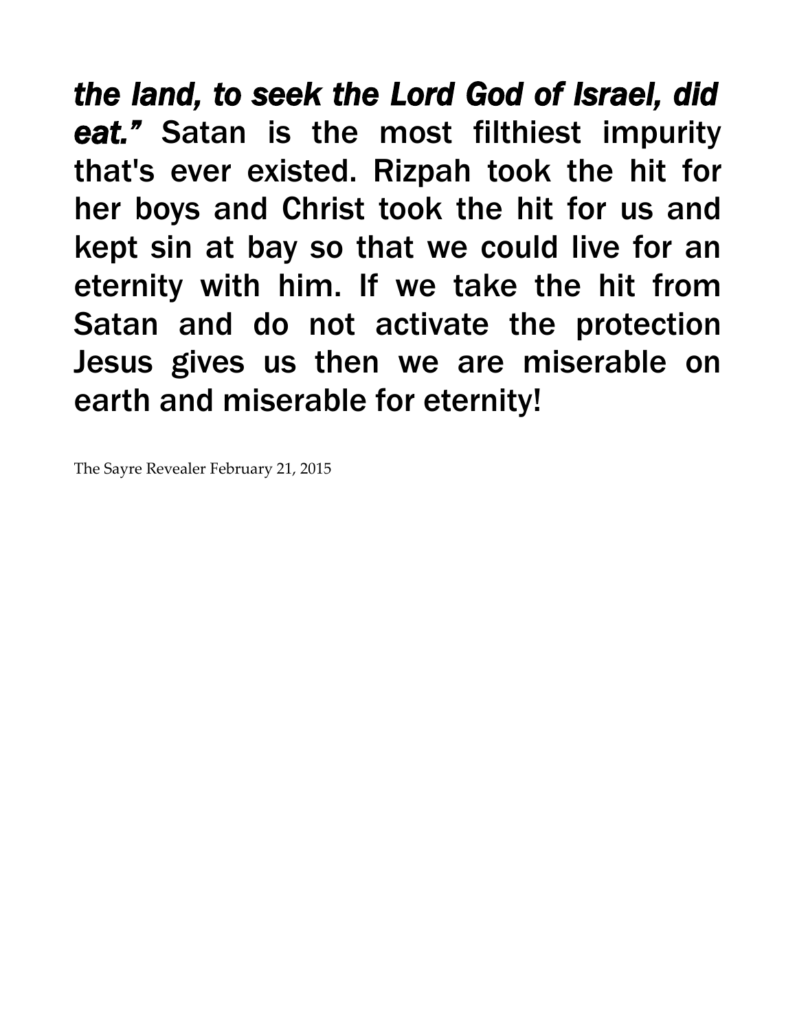*the land, to seek the Lord God of Israel, did eat."* Satan is the most filthiest impurity that's ever existed. Rizpah took the hit for her boys and Christ took the hit for us and kept sin at bay so that we could live for an eternity with him. If we take the hit from Satan and do not activate the protection Jesus gives us then we are miserable on earth and miserable for eternity!

The Sayre Revealer February 21, 2015